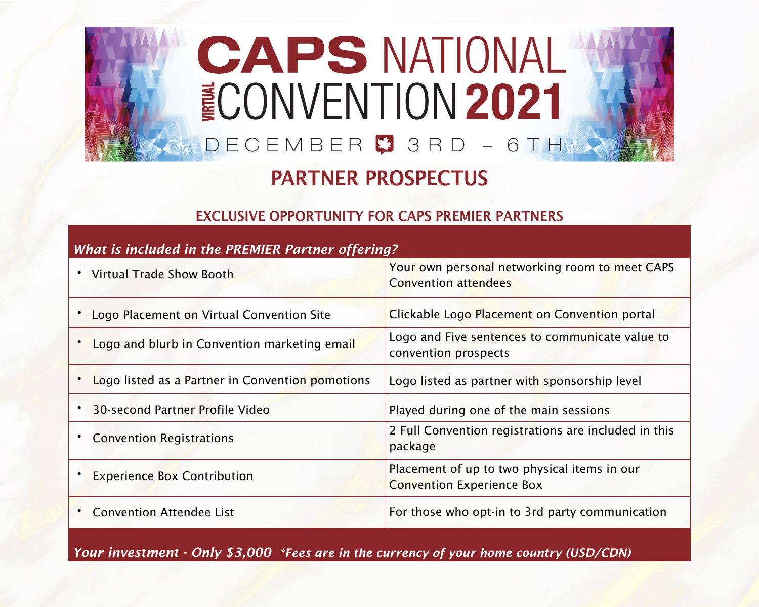# CAPS NATIONAL VIRTUAL CONVENTION 2021

DECEMBER 3RD – 6TH

## PARTNER PROSPECTUS

### EXCLUSIVE OPPORTUNITY FOR CAPS PREMIER PARTNERS

*What is included in the PREMIER Partner offering?*

| | |
|---|---|
| • Virtual Trade Show Booth | Your own personal networking room to meet CAPS Convention attendees |
| • Logo Placement on Virtual Convention Site | Clickable Logo Placement on Convention portal |
| • Logo and blurb in Convention marketing email | Logo and Five sentences to communicate value to convention prospects |
| • Logo listed as a Partner in Convention pomotions | Logo listed as partner with sponsorship level |
| • 30-second Partner Profile Video | Played during one of the main sessions |
| • Convention Registrations | 2 Full Convention registrations are included in this package |
| • Experience Box Contribution | Placement of up to two physical items in our Convention Experience Box |
| • Convention Attendee List | For those who opt-in to 3rd party communication |

***Your investment - Only $3,000*** ****Fees are in the currency of your home country (USD/CDN)***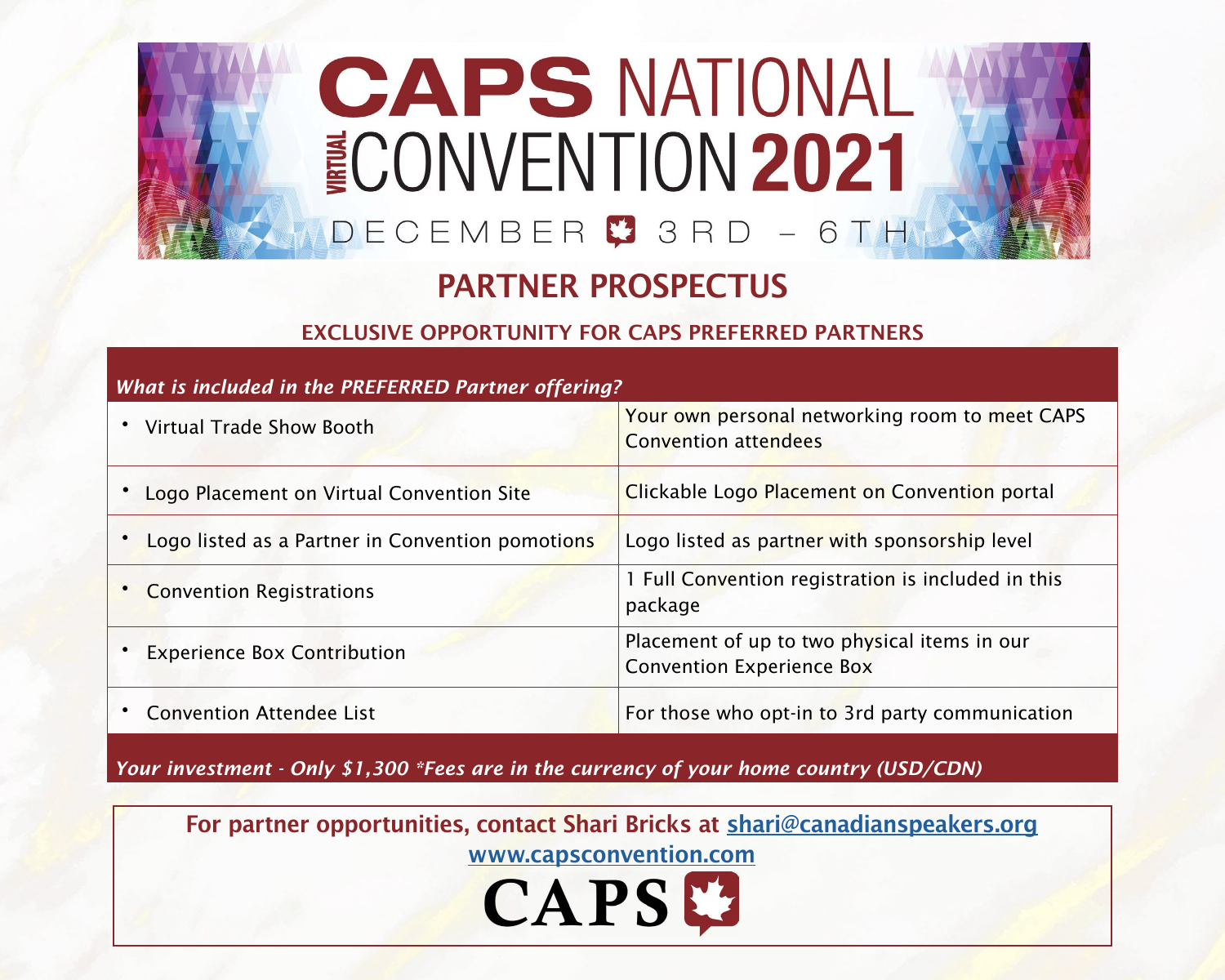# CAPS NATIONAL VIRTUAL CONVENTION 2021

DECEMBER 3RD – 6TH

## PARTNER PROSPECTUS

### EXCLUSIVE OPPORTUNITY FOR CAPS PREFERRED PARTNERS

| *What is included in the PREFERRED Partner offering?* | |
|---|---|
| • Virtual Trade Show Booth | Your own personal networking room to meet CAPS Convention attendees |
| • Logo Placement on Virtual Convention Site | Clickable Logo Placement on Convention portal |
| • Logo listed as a Partner in Convention pomotions | Logo listed as partner with sponsorship level |
| • Convention Registrations | 1 Full Convention registration is included in this package |
| • Experience Box Contribution | Placement of up to two physical items in our Convention Experience Box |
| • Convention Attendee List | For those who opt-in to 3rd party communication |
| *Your investment - Only $1,300 *Fees are in the currency of your home country (USD/CDN)* | |

**For partner opportunities, contact Shari Bricks at [shari@canadianspeakers.org](mailto:shari@canadianspeakers.org)**

**[www.capsconvention.com](http://www.capsconvention.com)**

CAPS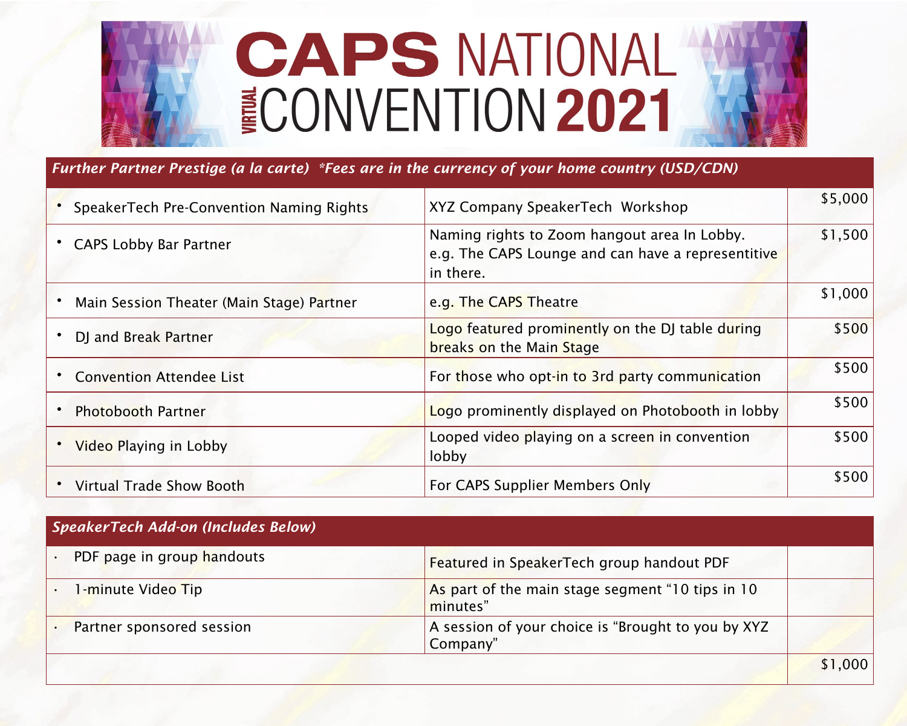# CAPS NATIONAL VIRTUAL CONVENTION 2021

| *Further Partner Prestige (a la carte) *Fees are in the currency of your home country (USD/CDN)* | | |
|---|---|---|
| • SpeakerTech Pre-Convention Naming Rights | XYZ Company SpeakerTech Workshop | $5,000 |
| • CAPS Lobby Bar Partner | Naming rights to Zoom hangout area In Lobby. e.g. The CAPS Lounge and can have a representitive in there. | $1,500 |
| • Main Session Theater (Main Stage) Partner | e.g. The CAPS Theatre | $1,000 |
| • DJ and Break Partner | Logo featured prominently on the DJ table during breaks on the Main Stage | $500 |
| • Convention Attendee List | For those who opt-in to 3rd party communication | $500 |
| • Photobooth Partner | Logo prominently displayed on Photobooth in lobby | $500 |
| • Video Playing in Lobby | Looped video playing on a screen in convention lobby | $500 |
| • Virtual Trade Show Booth | For CAPS Supplier Members Only | $500 |

| *SpeakerTech Add-on (Includes Below)* | | |
|---|---|---|
| • PDF page in group handouts | Featured in SpeakerTech group handout PDF | |
| • 1-minute Video Tip | As part of the main stage segment "10 tips in 10 minutes" | |
| • Partner sponsored session | A session of your choice is "Brought to you by XYZ Company" | |
| | | $1,000 |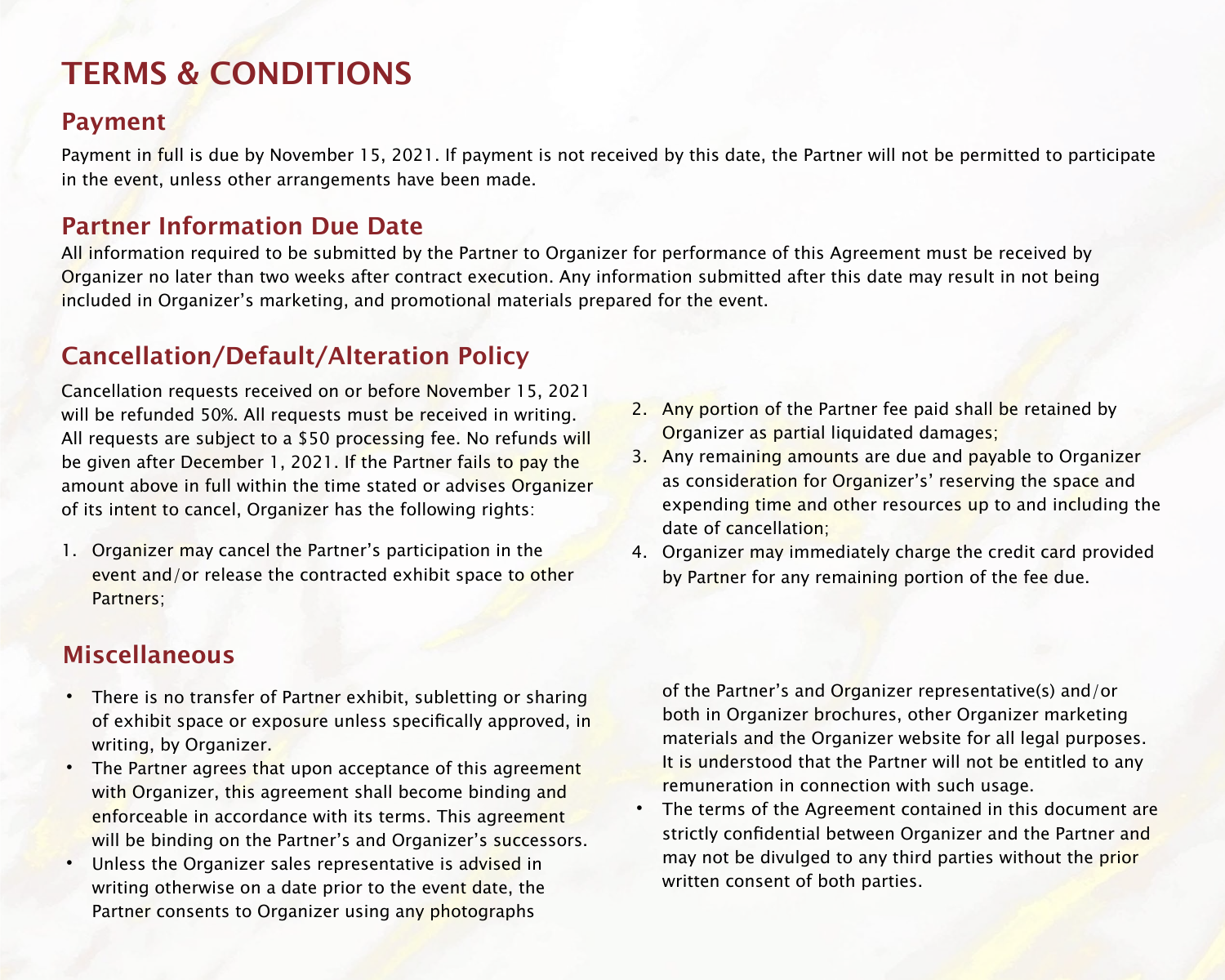# TERMS & CONDITIONS

## Payment

Payment in full is due by November 15, 2021. If payment is not received by this date, the Partner will not be permitted to participate in the event, unless other arrangements have been made.

## Partner Information Due Date

All information required to be submitted by the Partner to Organizer for performance of this Agreement must be received by Organizer no later than two weeks after contract execution. Any information submitted after this date may result in not being included in Organizer's marketing, and promotional materials prepared for the event.

## Cancellation/Default/Alteration Policy

Cancellation requests received on or before November 15, 2021 will be refunded 50%. All requests must be received in writing. All requests are subject to a $50 processing fee. No refunds will be given after December 1, 2021. If the Partner fails to pay the amount above in full within the time stated or advises Organizer of its intent to cancel, Organizer has the following rights:

1. Organizer may cancel the Partner's participation in the event and/or release the contracted exhibit space to other Partners;
2. Any portion of the Partner fee paid shall be retained by Organizer as partial liquidated damages;
3. Any remaining amounts are due and payable to Organizer as consideration for Organizer's' reserving the space and expending time and other resources up to and including the date of cancellation;
4. Organizer may immediately charge the credit card provided by Partner for any remaining portion of the fee due.

## Miscellaneous

- There is no transfer of Partner exhibit, subletting or sharing of exhibit space or exposure unless specifically approved, in writing, by Organizer.
- The Partner agrees that upon acceptance of this agreement with Organizer, this agreement shall become binding and enforceable in accordance with its terms. This agreement will be binding on the Partner's and Organizer's successors.
- Unless the Organizer sales representative is advised in writing otherwise on a date prior to the event date, the Partner consents to Organizer using any photographs of the Partner's and Organizer representative(s) and/or both in Organizer brochures, other Organizer marketing materials and the Organizer website for all legal purposes. It is understood that the Partner will not be entitled to any remuneration in connection with such usage.
- The terms of the Agreement contained in this document are strictly confidential between Organizer and the Partner and may not be divulged to any third parties without the prior written consent of both parties.